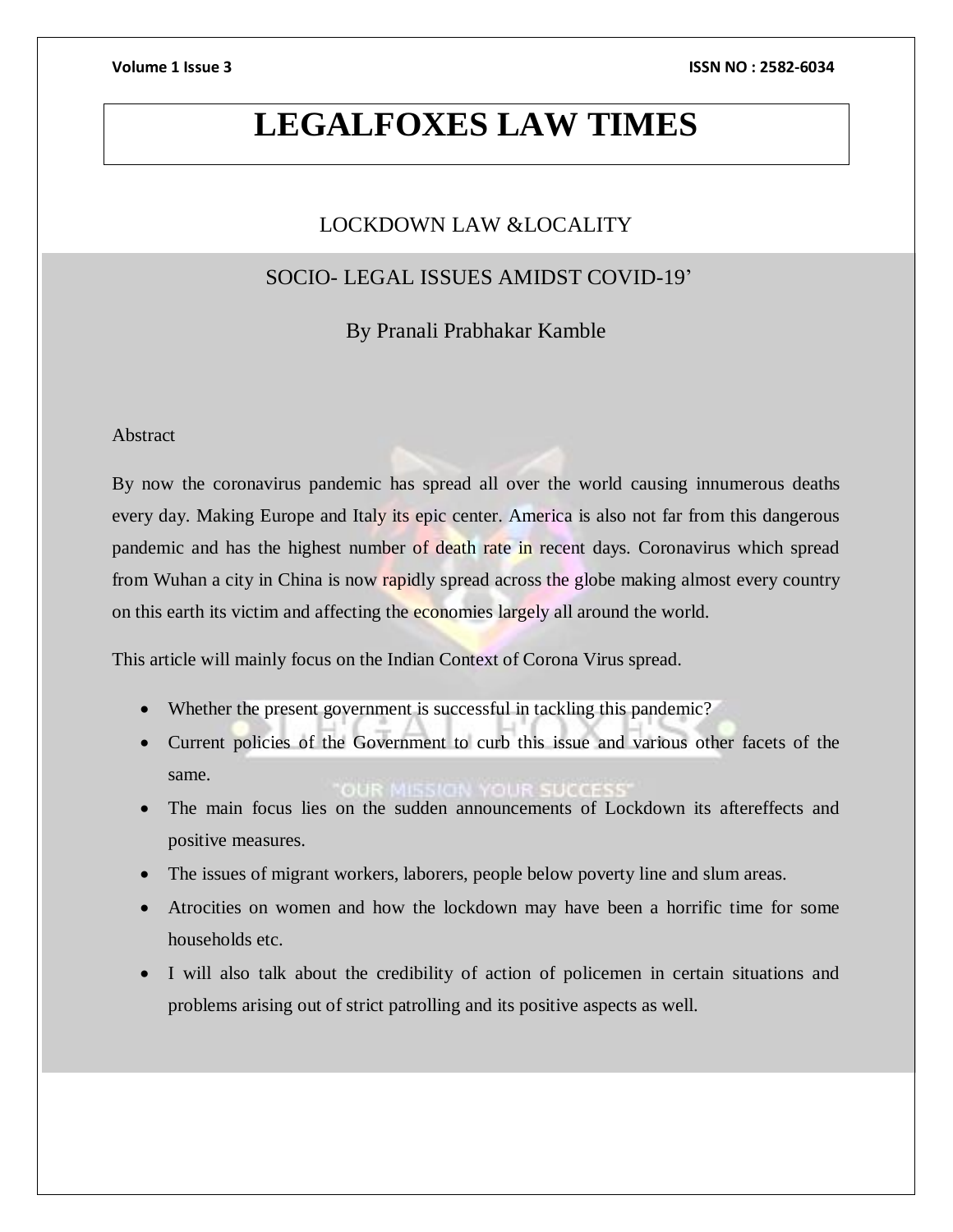# LEGALFOXES LAW TIMES

## LOCKDOWN LAW &LOCALITY

## SOCIO- LEGAL ISSUES AMIDST COVID-19'

By Pranali Prabhakar Kamble

Abstract

By now the coronavirus pandemic has spread all over the world causing innumerous deaths every day. Making Europe and Italy its epic center. America is also not far from this dangerous pandemic and has the highest number of death rate in recent days. Coronavirus which spread from Wuhan a city in China is now rapidly spread across the globe making almost every country on this earth its victim and affecting the economies largely all around the world.

This article will mainly focus on the Indian Context of Corona Virus spread.

- Whether the present government is successful in tackling this pandemic?
- Current policies of the Government to curb this issue and various other facets of the same.
- The main focus lies on the sudden announcements of Lockdown its aftereffects and positive measures.
- The issues of migrant workers, laborers, people below poverty line and slum areas.
- Atrocities on women and how the lockdown may have been a horrific time for some households etc.
- I will also talk about the credibility of action of policemen in certain situations and problems arising out of strict patrolling and its positive aspects as well.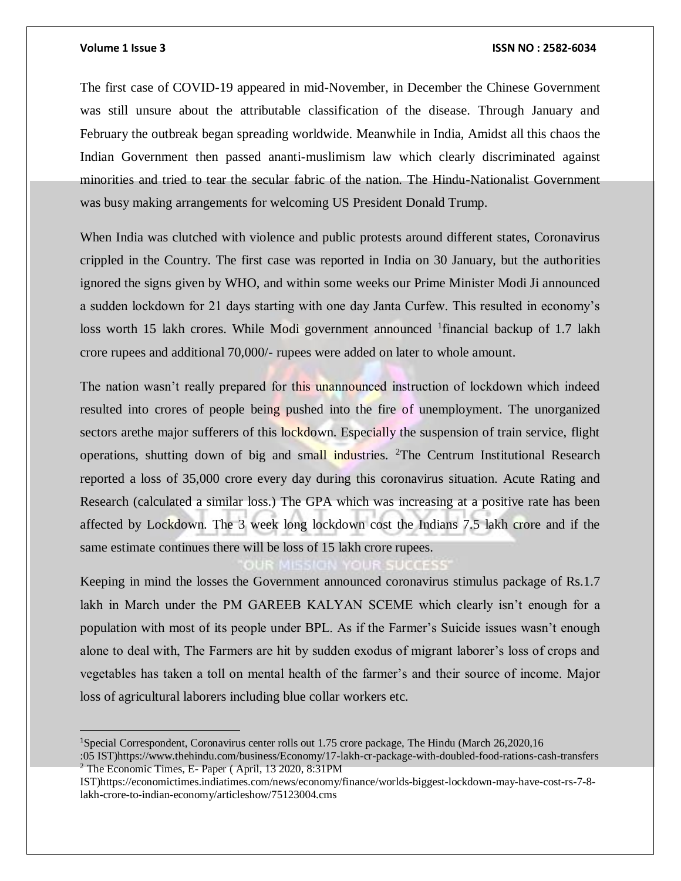The first case of COVID-19 appeared in mid-November, in December the Chinese Government was still unsure about the attributable classification of the disease. Through January and February the outbreak began spreading worldwide. Meanwhile in India, Amidst all this chaos the Indian Government then passed ananti-muslimism law which clearly discriminated against minorities and tried to tear the secular fabric of the nation. The Hindu-Nationalist Government was busy making arrangements for welcoming US President Donald Trump.

When India was clutched with violence and public protests around different states, Coronavirus crippled in the Country. The first case was reported in India on 30 January, but the authorities ignored the signs given by WHO, and within some weeks our Prime Minister Modi Ji announced a sudden lockdown for 21 days starting with one day Janta Curfew. This resulted in economy's loss worth 15 lakh crores. While Modi government announced [1]financial backup of 1.7 lakh crore rupees and additional 70,000/- rupees were added on later to whole amount.

The nation wasn't really prepared for this unannounced instruction of lockdown which indeed resulted into crores of people being pushed into the fire of unemployment. The unorganized sectors arethe major sufferers of this lockdown. Especially the suspension of train service, flight operations, shutting down of big and small industries. [2]The Centrum Institutional Research reported a loss of 35,000 crore every day during this coronavirus situation. Acute Rating and Research (calculated a similar loss.) The GPA which was increasing at a positive rate has been affected by Lockdown. The 3 week long lockdown cost the Indians 7.5 lakh crore and if the same estimate continues there will be loss of 15 lakh crore rupees.

Keeping in mind the losses the Government announced coronavirus stimulus package of Rs.1.7 lakh in March under the PM GAREEB KALYAN SCEME which clearly isn't enough for a population with most of its people under BPL. As if the Farmer's Suicide issues wasn't enough alone to deal with, The Farmers are hit by sudden exodus of migrant laborer's loss of crops and vegetables has taken a toll on mental health of the farmer's and their source of income. Major loss of agricultural laborers including blue collar workers etc.

---

[1] Special Correspondent, Coronavirus center rolls out 1.75 crore package, The Hindu (March 26,2020,16 :05 IST)https://www.thehindu.com/business/Economy/17-lakh-cr-package-with-doubled-food-rations-cash-transfers

[2] The Economic Times, E- Paper ( April, 13 2020, 8:31PM IST)https://economictimes.indiatimes.com/news/economy/finance/worlds-biggest-lockdown-may-have-cost-rs-7-8-lakh-crore-to-indian-economy/articleshow/75123004.cms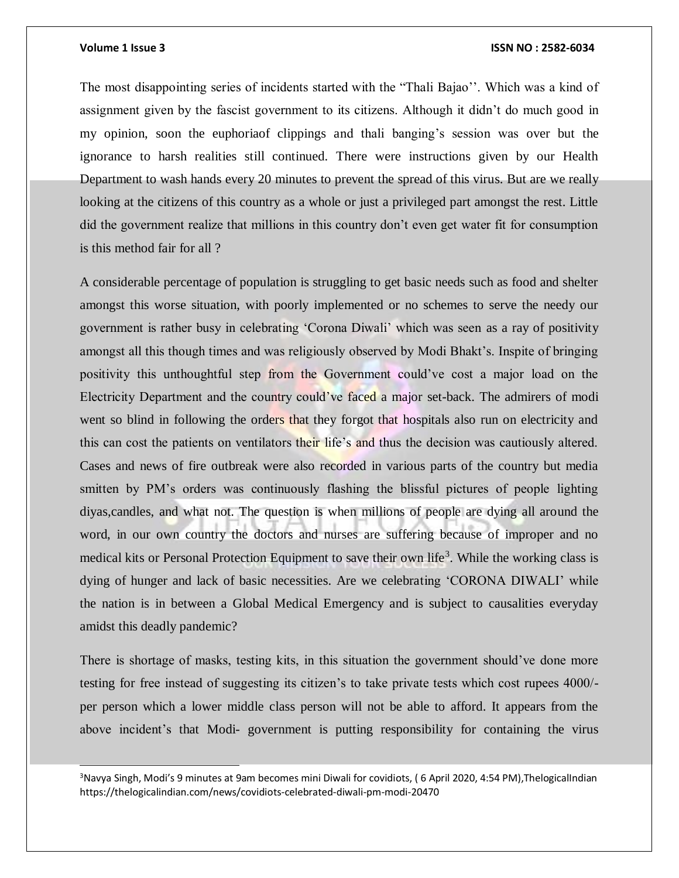The most disappointing series of incidents started with the "Thali Bajao''. Which was a kind of assignment given by the fascist government to its citizens. Although it didn't do much good in my opinion, soon the euphoriaof clippings and thali banging's session was over but the ignorance to harsh realities still continued. There were instructions given by our Health Department to wash hands every 20 minutes to prevent the spread of this virus. But are we really looking at the citizens of this country as a whole or just a privileged part amongst the rest. Little did the government realize that millions in this country don't even get water fit for consumption is this method fair for all ?

A considerable percentage of population is struggling to get basic needs such as food and shelter amongst this worse situation, with poorly implemented or no schemes to serve the needy our government is rather busy in celebrating 'Corona Diwali' which was seen as a ray of positivity amongst all this though times and was religiously observed by Modi Bhakt's. Inspite of bringing positivity this unthoughtful step from the Government could've cost a major load on the Electricity Department and the country could've faced a major set-back. The admirers of modi went so blind in following the orders that they forgot that hospitals also run on electricity and this can cost the patients on ventilators their life's and thus the decision was cautiously altered. Cases and news of fire outbreak were also recorded in various parts of the country but media smitten by PM's orders was continuously flashing the blissful pictures of people lighting diyas,candles, and what not. The question is when millions of people are dying all around the word, in our own country the doctors and nurses are suffering because of improper and no medical kits or Personal Protection Equipment to save their own life[3]. While the working class is dying of hunger and lack of basic necessities. Are we celebrating 'CORONA DIWALI' while the nation is in between a Global Medical Emergency and is subject to causalities everyday amidst this deadly pandemic?

There is shortage of masks, testing kits, in this situation the government should've done more testing for free instead of suggesting its citizen's to take private tests which cost rupees 4000/- per person which a lower middle class person will not be able to afford. It appears from the above incident's that Modi- government is putting responsibility for containing the virus

---

[3]Navya Singh, Modi's 9 minutes at 9am becomes mini Diwali for covidiots, ( 6 April 2020, 4:54 PM),ThelogicalIndian https://thelogicalindian.com/news/covidiots-celebrated-diwali-pm-modi-20470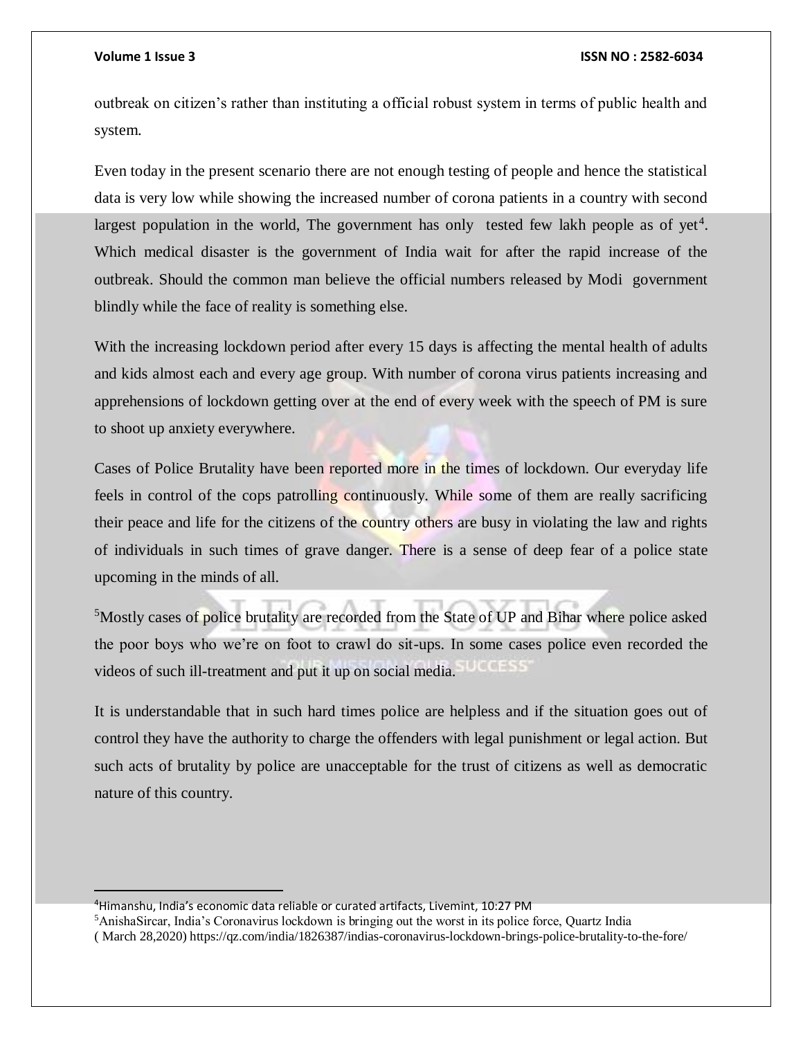outbreak on citizen's rather than instituting a official robust system in terms of public health and system.

Even today in the present scenario there are not enough testing of people and hence the statistical data is very low while showing the increased number of corona patients in a country with second largest population in the world, The government has only tested few lakh people as of yet[4]. Which medical disaster is the government of India wait for after the rapid increase of the outbreak. Should the common man believe the official numbers released by Modi government blindly while the face of reality is something else.

With the increasing lockdown period after every 15 days is affecting the mental health of adults and kids almost each and every age group. With number of corona virus patients increasing and apprehensions of lockdown getting over at the end of every week with the speech of PM is sure to shoot up anxiety everywhere.

Cases of Police Brutality have been reported more in the times of lockdown. Our everyday life feels in control of the cops patrolling continuously. While some of them are really sacrificing their peace and life for the citizens of the country others are busy in violating the law and rights of individuals in such times of grave danger. There is a sense of deep fear of a police state upcoming in the minds of all.

[5]Mostly cases of police brutality are recorded from the State of UP and Bihar where police asked the poor boys who we're on foot to crawl do sit-ups. In some cases police even recorded the videos of such ill-treatment and put it up on social media.

It is understandable that in such hard times police are helpless and if the situation goes out of control they have the authority to charge the offenders with legal punishment or legal action. But such acts of brutality by police are unacceptable for the trust of citizens as well as democratic nature of this country.

---

[4]Himanshu, India's economic data reliable or curated artifacts, Livemint, 10:27 PM

[5]AnishaSircar, India's Coronavirus lockdown is bringing out the worst in its police force, Quartz India ( March 28,2020) https://qz.com/india/1826387/indias-coronavirus-lockdown-brings-police-brutality-to-the-fore/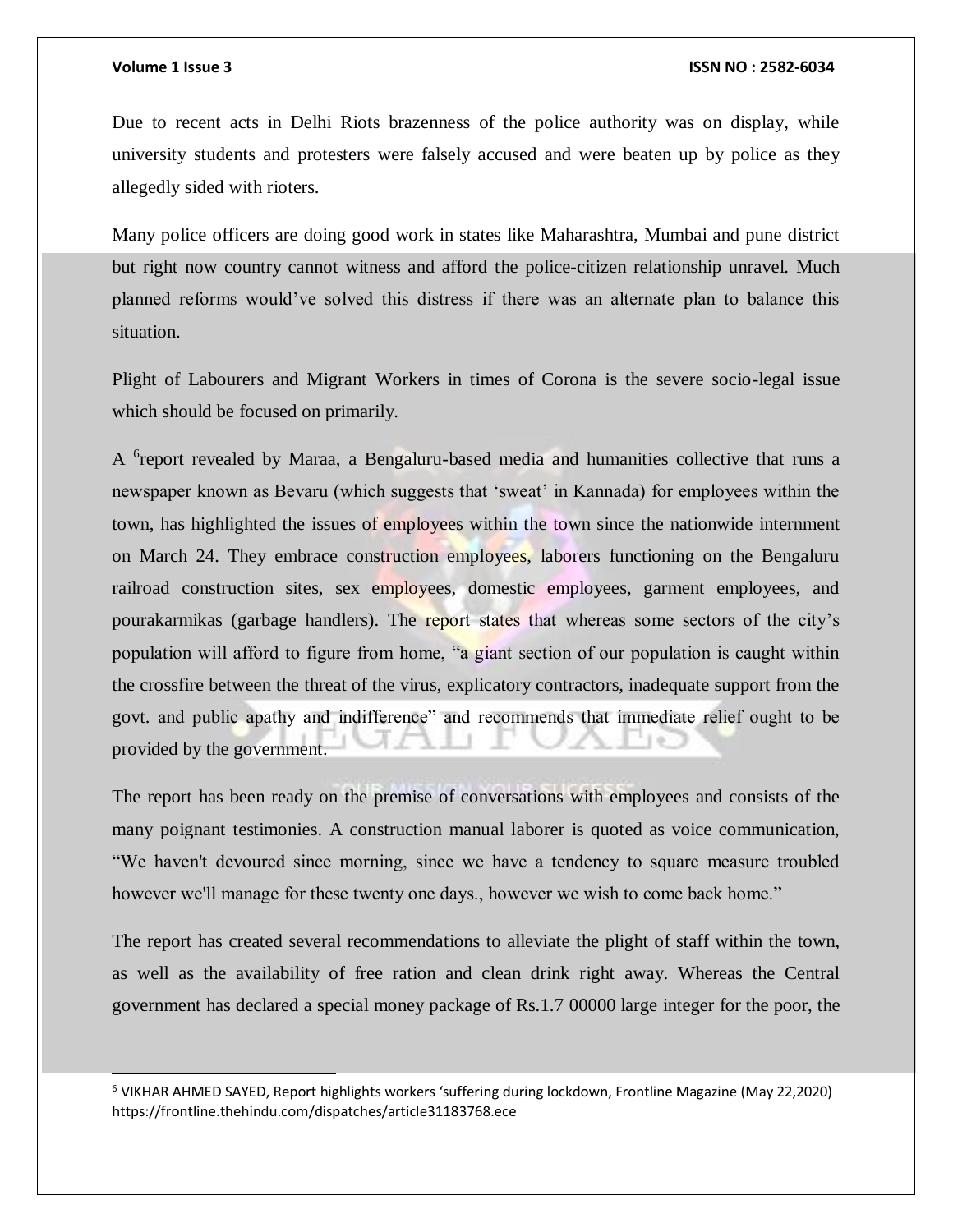Due to recent acts in Delhi Riots brazenness of the police authority was on display, while university students and protesters were falsely accused and were beaten up by police as they allegedly sided with rioters.

Many police officers are doing good work in states like Maharashtra, Mumbai and pune district but right now country cannot witness and afford the police-citizen relationship unravel. Much planned reforms would've solved this distress if there was an alternate plan to balance this situation.

Plight of Labourers and Migrant Workers in times of Corona is the severe socio-legal issue which should be focused on primarily.

A [6]report revealed by Maraa, a Bengaluru-based media and humanities collective that runs a newspaper known as Bevaru (which suggests that 'sweat' in Kannada) for employees within the town, has highlighted the issues of employees within the town since the nationwide internment on March 24. They embrace construction employees, laborers functioning on the Bengaluru railroad construction sites, sex employees, domestic employees, garment employees, and pourakarmikas (garbage handlers). The report states that whereas some sectors of the city's population will afford to figure from home, "a giant section of our population is caught within the crossfire between the threat of the virus, explicatory contractors, inadequate support from the govt. and public apathy and indifference" and recommends that immediate relief ought to be provided by the government.

The report has been ready on the premise of conversations with employees and consists of the many poignant testimonies. A construction manual laborer is quoted as voice communication, "We haven't devoured since morning, since we have a tendency to square measure troubled however we'll manage for these twenty one days., however we wish to come back home."

The report has created several recommendations to alleviate the plight of staff within the town, as well as the availability of free ration and clean drink right away. Whereas the Central government has declared a special money package of Rs.1.7 00000 large integer for the poor, the

---

[6] VIKHAR AHMED SAYED, Report highlights workers 'suffering during lockdown, Frontline Magazine (May 22,2020) https://frontline.thehindu.com/dispatches/article31183768.ece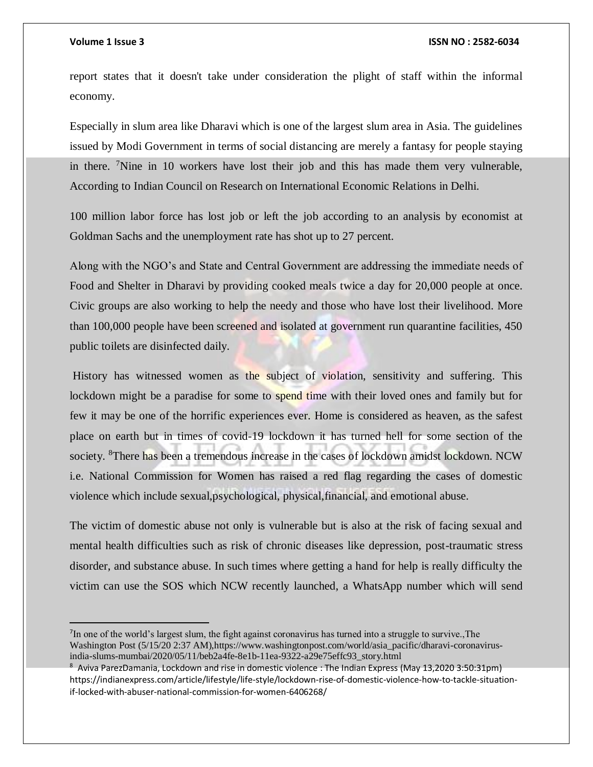report states that it doesn't take under consideration the plight of staff within the informal economy.

Especially in slum area like Dharavi which is one of the largest slum area in Asia. The guidelines issued by Modi Government in terms of social distancing are merely a fantasy for people staying in there. [7]Nine in 10 workers have lost their job and this has made them very vulnerable, According to Indian Council on Research on International Economic Relations in Delhi.

100 million labor force has lost job or left the job according to an analysis by economist at Goldman Sachs and the unemployment rate has shot up to 27 percent.

Along with the NGO's and State and Central Government are addressing the immediate needs of Food and Shelter in Dharavi by providing cooked meals twice a day for 20,000 people at once. Civic groups are also working to help the needy and those who have lost their livelihood. More than 100,000 people have been screened and isolated at government run quarantine facilities, 450 public toilets are disinfected daily.

History has witnessed women as the subject of violation, sensitivity and suffering. This lockdown might be a paradise for some to spend time with their loved ones and family but for few it may be one of the horrific experiences ever. Home is considered as heaven, as the safest place on earth but in times of covid-19 lockdown it has turned hell for some section of the society. [8]There has been a tremendous increase in the cases of lockdown amidst lockdown. NCW i.e. National Commission for Women has raised a red flag regarding the cases of domestic violence which include sexual,psychological, physical,financial, and emotional abuse.

The victim of domestic abuse not only is vulnerable but is also at the risk of facing sexual and mental health difficulties such as risk of chronic diseases like depression, post-traumatic stress disorder, and substance abuse. In such times where getting a hand for help is really difficulty the victim can use the SOS which NCW recently launched, a WhatsApp number which will send

---

[7] In one of the world's largest slum, the fight against coronavirus has turned into a struggle to survive.,The Washington Post (5/15/20 2:37 AM),https://www.washingtonpost.com/world/asia_pacific/dharavi-coronavirus-india-slums-mumbai/2020/05/11/beb2a4fe-8e1b-11ea-9322-a29e75effc93_story.html

[8] Aviva ParezDamania, Lockdown and rise in domestic violence : The Indian Express (May 13,2020 3:50:31pm) https://indianexpress.com/article/lifestyle/life-style/lockdown-rise-of-domestic-violence-how-to-tackle-situation-if-locked-with-abuser-national-commission-for-women-6406268/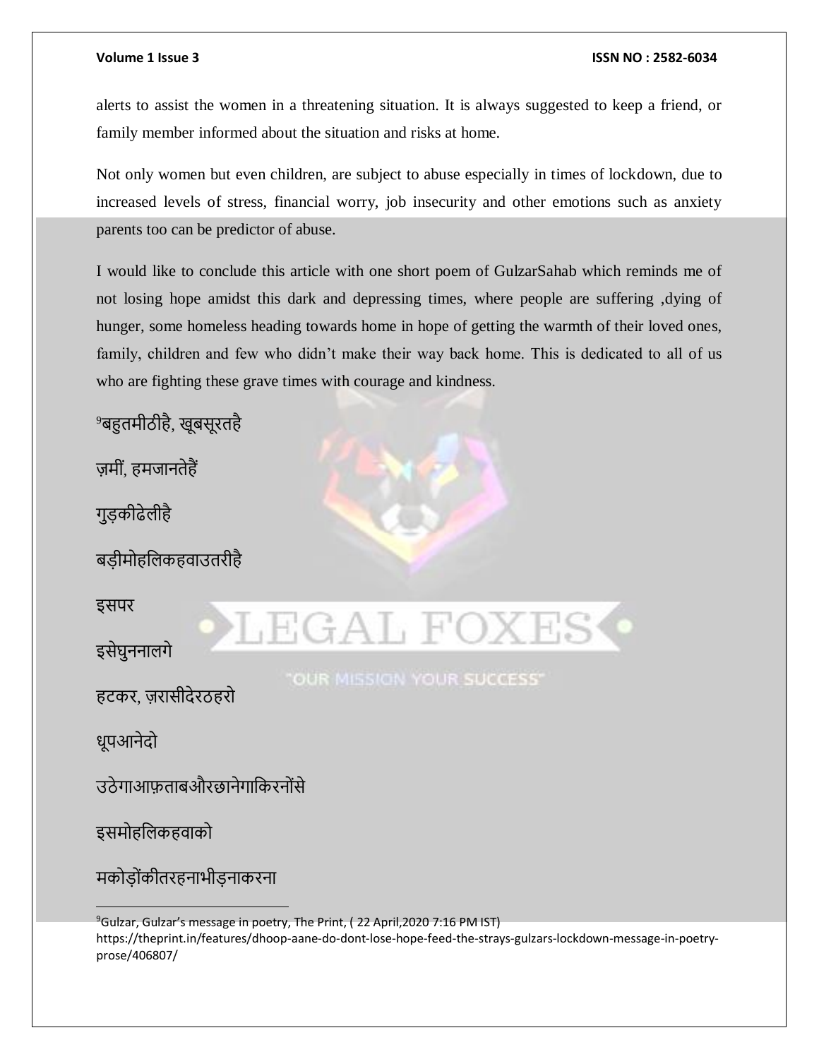alerts to assist the women in a threatening situation. It is always suggested to keep a friend, or family member informed about the situation and risks at home.

Not only women but even children, are subject to abuse especially in times of lockdown, due to increased levels of stress, financial worry, job insecurity and other emotions such as anxiety parents too can be predictor of abuse.

I would like to conclude this article with one short poem of GulzarSahab which reminds me of not losing hope amidst this dark and depressing times, where people are suffering ,dying of hunger, some homeless heading towards home in hope of getting the warmth of their loved ones, family, children and few who didn't make their way back home. This is dedicated to all of us who are fighting these grave times with courage and kindness.

[9]बहुतमीठीहै, खूबसूरतहै

ज़मीं, हमजानतेहैं

गुड़कीढेलीहै

बड़ीमोहलिकहवाउतरीहै

इसपर

इसेघुननालगे

हटकर, ज़रासीदेरठहरो

धूपआनेदो

उठेगाआफ़ताबऔरछानेगाकिरनोंसे

इसमोहलिकहवाको

मकोड़ोंकीतरहनाभीड़नाकरना

---

[9]Gulzar, Gulzar's message in poetry, The Print, ( 22 April,2020 7:16 PM IST) https://theprint.in/features/dhoop-aane-do-dont-lose-hope-feed-the-strays-gulzars-lockdown-message-in-poetry-prose/406807/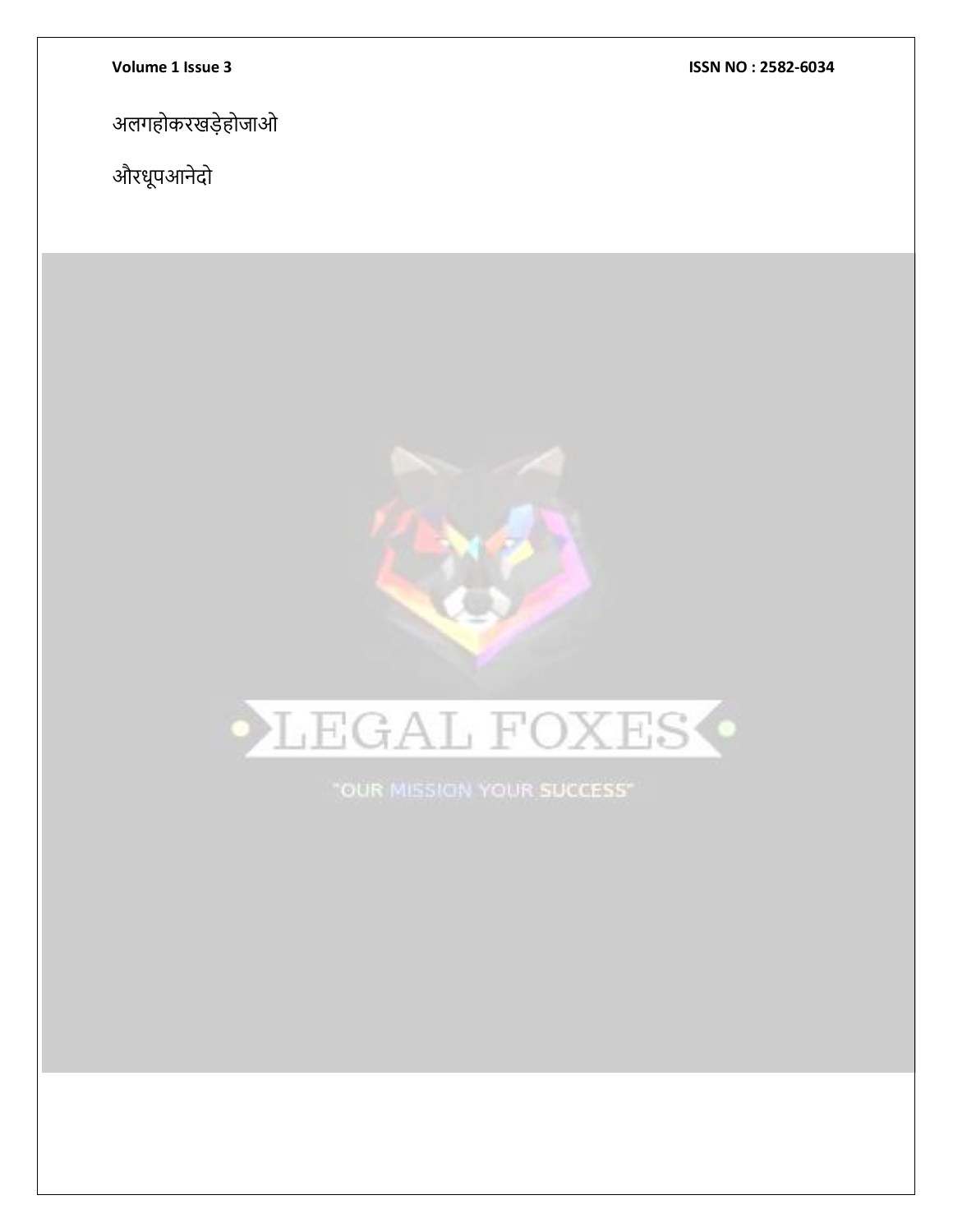अलगहोकरखड़ेहोजाओ

औरधूपआनेदो